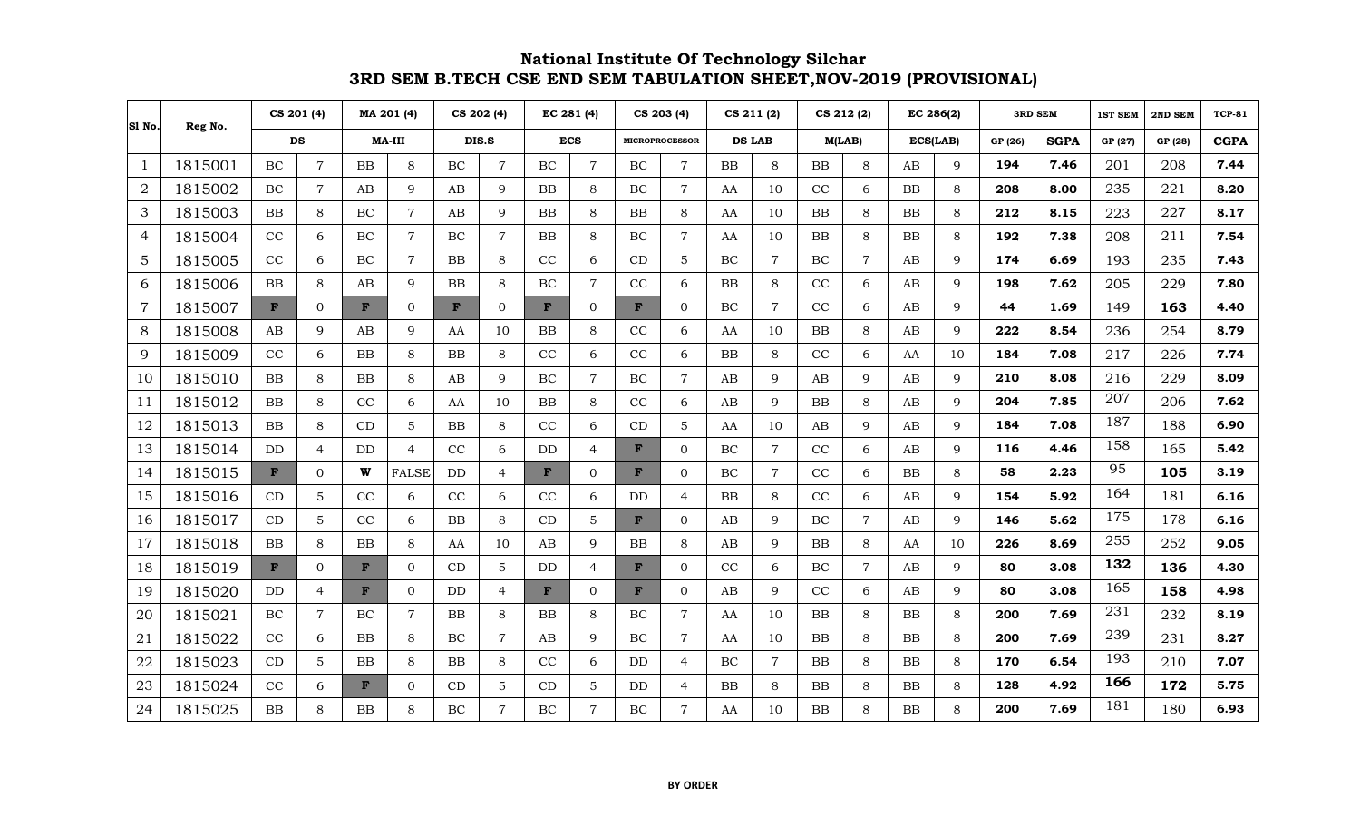# National Institute Of Technology Silchar

## 3RD SEM B.TECH CSE END SEM TABULATION SHEET,NOV-2019 (PROVISIONAL)

| Sl No. | Reg No. | CS 201 (4) | | MA 201 (4) | | CS 202 (4) | | EC 281 (4) | | CS 203 (4) | | CS 211 (2) | | CS 212 (2) | | EC 286(2) | | 3RD SEM | | 1ST SEM | 2ND SEM | TCP-81 |
|---|---|---|---|---|---|---|---|---|---|---|---|---|---|---|---|---|---|---|---|---|---|---|
| | | DS | | MA-III | | DIS.S | | ECS | | MICROPROCESSOR | | DS LAB | | M(LAB) | | ECS(LAB) | | GP (26) | SGPA | GP (27) | GP (28) | CGPA |
| 1 | 1815001 | BC | 7 | BB | 8 | BC | 7 | BC | 7 | BC | 7 | BB | 8 | BB | 8 | AB | 9 | **194** | **7.46** | 201 | 208 | **7.44** |
| 2 | 1815002 | BC | 7 | AB | 9 | AB | 9 | BB | 8 | BC | 7 | AA | 10 | CC | 6 | BB | 8 | **208** | **8.00** | 235 | 221 | **8.20** |
| 3 | 1815003 | BB | 8 | BC | 7 | AB | 9 | BB | 8 | BB | 8 | AA | 10 | BB | 8 | BB | 8 | **212** | **8.15** | 223 | 227 | **8.17** |
| 4 | 1815004 | CC | 6 | BC | 7 | BC | 7 | BB | 8 | BC | 7 | AA | 10 | BB | 8 | BB | 8 | **192** | **7.38** | 208 | 211 | **7.54** |
| 5 | 1815005 | CC | 6 | BC | 7 | BB | 8 | CC | 6 | CD | 5 | BC | 7 | BC | 7 | AB | 9 | **174** | **6.69** | 193 | 235 | **7.43** |
| 6 | 1815006 | BB | 8 | AB | 9 | BB | 8 | BC | 7 | CC | 6 | BB | 8 | CC | 6 | AB | 9 | **198** | **7.62** | 205 | 229 | **7.80** |
| 7 | 1815007 | **F** | 0 | **F** | 0 | **F** | 0 | **F** | 0 | **F** | 0 | BC | 7 | CC | 6 | AB | 9 | **44** | **1.69** | 149 | **163** | **4.40** |
| 8 | 1815008 | AB | 9 | AB | 9 | AA | 10 | BB | 8 | CC | 6 | AA | 10 | BB | 8 | AB | 9 | **222** | **8.54** | 236 | 254 | **8.79** |
| 9 | 1815009 | CC | 6 | BB | 8 | BB | 8 | CC | 6 | CC | 6 | BB | 8 | CC | 6 | AA | 10 | **184** | **7.08** | 217 | 226 | **7.74** |
| 10 | 1815010 | BB | 8 | BB | 8 | AB | 9 | BC | 7 | BC | 7 | AB | 9 | AB | 9 | AB | 9 | **210** | **8.08** | 216 | 229 | **8.09** |
| 11 | 1815012 | BB | 8 | CC | 6 | AA | 10 | BB | 8 | CC | 6 | AB | 9 | BB | 8 | AB | 9 | **204** | **7.85** | 207 | 206 | **7.62** |
| 12 | 1815013 | BB | 8 | CD | 5 | BB | 8 | CC | 6 | CD | 5 | AA | 10 | AB | 9 | AB | 9 | **184** | **7.08** | 187 | 188 | **6.90** |
| 13 | 1815014 | DD | 4 | DD | 4 | CC | 6 | DD | 4 | **F** | 0 | BC | 7 | CC | 6 | AB | 9 | **116** | **4.46** | 158 | 165 | **5.42** |
| 14 | 1815015 | **F** | 0 | **W** | FALSE | DD | 4 | **F** | 0 | **F** | 0 | BC | 7 | CC | 6 | BB | 8 | **58** | **2.23** | 95 | **105** | **3.19** |
| 15 | 1815016 | CD | 5 | CC | 6 | CC | 6 | CC | 6 | DD | 4 | BB | 8 | CC | 6 | AB | 9 | **154** | **5.92** | 164 | 181 | **6.16** |
| 16 | 1815017 | CD | 5 | CC | 6 | BB | 8 | CD | 5 | **F** | 0 | AB | 9 | BC | 7 | AB | 9 | **146** | **5.62** | 175 | 178 | **6.16** |
| 17 | 1815018 | BB | 8 | BB | 8 | AA | 10 | AB | 9 | BB | 8 | AB | 9 | BB | 8 | AA | 10 | **226** | **8.69** | 255 | 252 | **9.05** |
| 18 | 1815019 | **F** | 0 | **F** | 0 | CD | 5 | DD | 4 | **F** | 0 | CC | 6 | BC | 7 | AB | 9 | **80** | **3.08** | **132** | **136** | **4.30** |
| 19 | 1815020 | DD | 4 | **F** | 0 | DD | 4 | **F** | 0 | **F** | 0 | AB | 9 | CC | 6 | AB | 9 | **80** | **3.08** | 165 | **158** | **4.98** |
| 20 | 1815021 | BC | 7 | BC | 7 | BB | 8 | BB | 8 | BC | 7 | AA | 10 | BB | 8 | BB | 8 | **200** | **7.69** | 231 | 232 | **8.19** |
| 21 | 1815022 | CC | 6 | BB | 8 | BC | 7 | AB | 9 | BC | 7 | AA | 10 | BB | 8 | BB | 8 | **200** | **7.69** | 239 | 231 | **8.27** |
| 22 | 1815023 | CD | 5 | BB | 8 | BB | 8 | CC | 6 | DD | 4 | BC | 7 | BB | 8 | BB | 8 | **170** | **6.54** | 193 | 210 | **7.07** |
| 23 | 1815024 | CC | 6 | **F** | 0 | CD | 5 | CD | 5 | DD | 4 | BB | 8 | BB | 8 | BB | 8 | **128** | **4.92** | **166** | **172** | **5.75** |
| 24 | 1815025 | BB | 8 | BB | 8 | BC | 7 | BC | 7 | BC | 7 | AA | 10 | BB | 8 | BB | 8 | **200** | **7.69** | 181 | 180 | **6.93** |

**BY ORDER**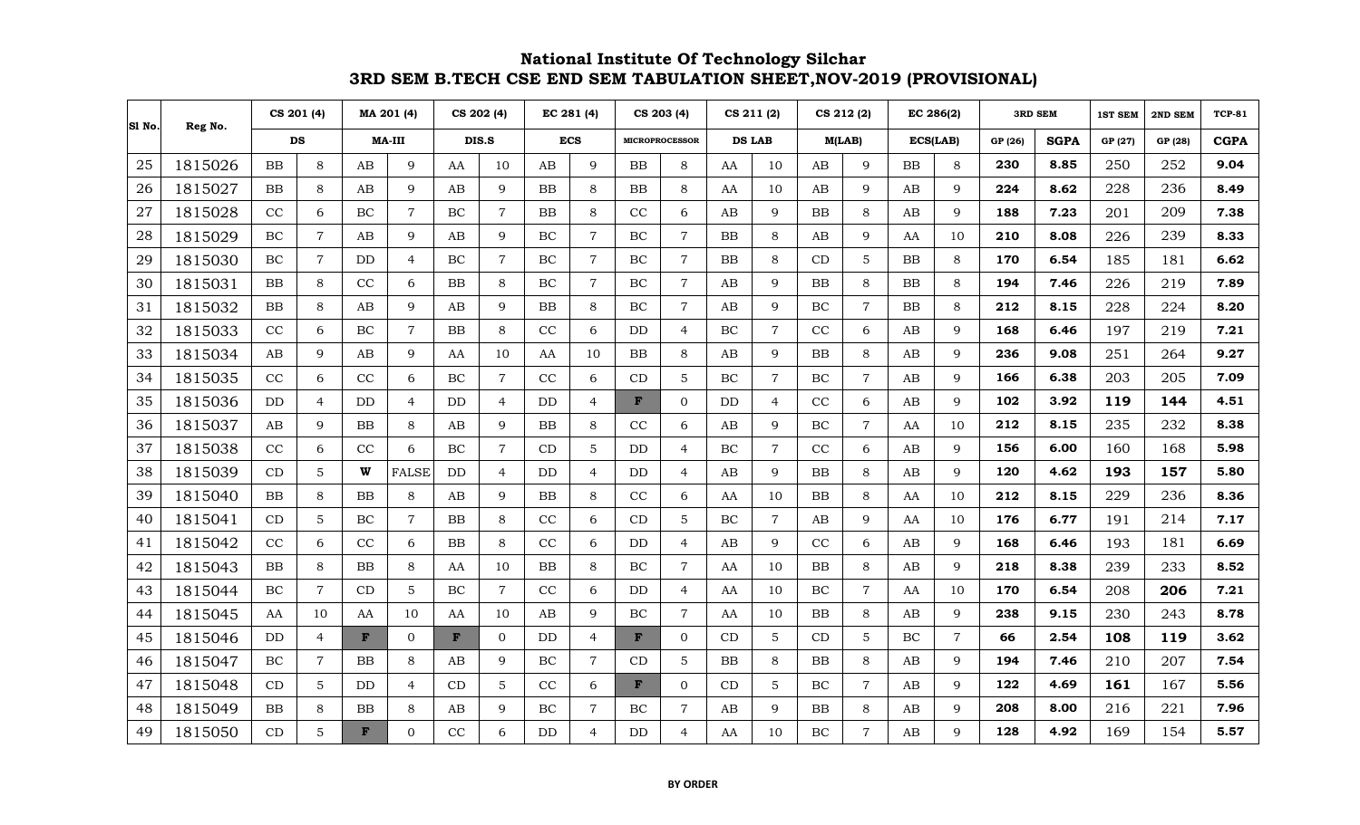# National Institute Of Technology Silchar
## 3RD SEM B.TECH CSE END SEM TABULATION SHEET,NOV-2019 (PROVISIONAL)

| Sl No. | Reg No. | CS 201 (4) | | MA 201 (4) | | CS 202 (4) | | EC 281 (4) | | CS 203 (4) | | CS 211 (2) | | CS 212 (2) | | EC 286(2) | | 3RD SEM | | 1ST SEM | 2ND SEM | TCP-81 |
|---|---|---|---|---|---|---|---|---|---|---|---|---|---|---|---|---|---|---|---|---|---|---|
| | | DS | | MA-III | | DIS.S | | ECS | | MICROPROCESSOR | | DS LAB | | M(LAB) | | ECS(LAB) | | GP (26) | SGPA | GP (27) | GP (28) | CGPA |
| 25 | 1815026 | BB | 8 | AB | 9 | AA | 10 | AB | 9 | BB | 8 | AA | 10 | AB | 9 | BB | 8 | 230 | 8.85 | 250 | 252 | 9.04 |
| 26 | 1815027 | BB | 8 | AB | 9 | AB | 9 | BB | 8 | BB | 8 | AA | 10 | AB | 9 | AB | 9 | 224 | 8.62 | 228 | 236 | 8.49 |
| 27 | 1815028 | CC | 6 | BC | 7 | BC | 7 | BB | 8 | CC | 6 | AB | 9 | BB | 8 | AB | 9 | 188 | 7.23 | 201 | 209 | 7.38 |
| 28 | 1815029 | BC | 7 | AB | 9 | AB | 9 | BC | 7 | BC | 7 | BB | 8 | AB | 9 | AA | 10 | 210 | 8.08 | 226 | 239 | 8.33 |
| 29 | 1815030 | BC | 7 | DD | 4 | BC | 7 | BC | 7 | BC | 7 | BB | 8 | CD | 5 | BB | 8 | 170 | 6.54 | 185 | 181 | 6.62 |
| 30 | 1815031 | BB | 8 | CC | 6 | BB | 8 | BC | 7 | BC | 7 | AB | 9 | BB | 8 | BB | 8 | 194 | 7.46 | 226 | 219 | 7.89 |
| 31 | 1815032 | BB | 8 | AB | 9 | AB | 9 | BB | 8 | BC | 7 | AB | 9 | BC | 7 | BB | 8 | 212 | 8.15 | 228 | 224 | 8.20 |
| 32 | 1815033 | CC | 6 | BC | 7 | BB | 8 | CC | 6 | DD | 4 | BC | 7 | CC | 6 | AB | 9 | 168 | 6.46 | 197 | 219 | 7.21 |
| 33 | 1815034 | AB | 9 | AB | 9 | AA | 10 | AA | 10 | BB | 8 | AB | 9 | BB | 8 | AB | 9 | 236 | 9.08 | 251 | 264 | 9.27 |
| 34 | 1815035 | CC | 6 | CC | 6 | BC | 7 | CC | 6 | CD | 5 | BC | 7 | BC | 7 | AB | 9 | 166 | 6.38 | 203 | 205 | 7.09 |
| 35 | 1815036 | DD | 4 | DD | 4 | DD | 4 | DD | 4 | F | 0 | DD | 4 | CC | 6 | AB | 9 | 102 | 3.92 | 119 | 144 | 4.51 |
| 36 | 1815037 | AB | 9 | BB | 8 | AB | 9 | BB | 8 | CC | 6 | AB | 9 | BC | 7 | AA | 10 | 212 | 8.15 | 235 | 232 | 8.38 |
| 37 | 1815038 | CC | 6 | CC | 6 | BC | 7 | CD | 5 | DD | 4 | BC | 7 | CC | 6 | AB | 9 | 156 | 6.00 | 160 | 168 | 5.98 |
| 38 | 1815039 | CD | 5 | W | FALSE | DD | 4 | DD | 4 | DD | 4 | AB | 9 | BB | 8 | AB | 9 | 120 | 4.62 | 193 | 157 | 5.80 |
| 39 | 1815040 | BB | 8 | BB | 8 | AB | 9 | BB | 8 | CC | 6 | AA | 10 | BB | 8 | AA | 10 | 212 | 8.15 | 229 | 236 | 8.36 |
| 40 | 1815041 | CD | 5 | BC | 7 | BB | 8 | CC | 6 | CD | 5 | BC | 7 | AB | 9 | AA | 10 | 176 | 6.77 | 191 | 214 | 7.17 |
| 41 | 1815042 | CC | 6 | CC | 6 | BB | 8 | CC | 6 | DD | 4 | AB | 9 | CC | 6 | AB | 9 | 168 | 6.46 | 193 | 181 | 6.69 |
| 42 | 1815043 | BB | 8 | BB | 8 | AA | 10 | BB | 8 | BC | 7 | AA | 10 | BB | 8 | AB | 9 | 218 | 8.38 | 239 | 233 | 8.52 |
| 43 | 1815044 | BC | 7 | CD | 5 | BC | 7 | CC | 6 | DD | 4 | AA | 10 | BC | 7 | AA | 10 | 170 | 6.54 | 208 | 206 | 7.21 |
| 44 | 1815045 | AA | 10 | AA | 10 | AA | 10 | AB | 9 | BC | 7 | AA | 10 | BB | 8 | AB | 9 | 238 | 9.15 | 230 | 243 | 8.78 |
| 45 | 1815046 | DD | 4 | F | 0 | F | 0 | DD | 4 | F | 0 | CD | 5 | CD | 5 | BC | 7 | 66 | 2.54 | 108 | 119 | 3.62 |
| 46 | 1815047 | BC | 7 | BB | 8 | AB | 9 | BC | 7 | CD | 5 | BB | 8 | BB | 8 | AB | 9 | 194 | 7.46 | 210 | 207 | 7.54 |
| 47 | 1815048 | CD | 5 | DD | 4 | CD | 5 | CC | 6 | F | 0 | CD | 5 | BC | 7 | AB | 9 | 122 | 4.69 | 161 | 167 | 5.56 |
| 48 | 1815049 | BB | 8 | BB | 8 | AB | 9 | BC | 7 | BC | 7 | AB | 9 | BB | 8 | AB | 9 | 208 | 8.00 | 216 | 221 | 7.96 |
| 49 | 1815050 | CD | 5 | F | 0 | CC | 6 | DD | 4 | DD | 4 | AA | 10 | BC | 7 | AB | 9 | 128 | 4.92 | 169 | 154 | 5.57 |

BY ORDER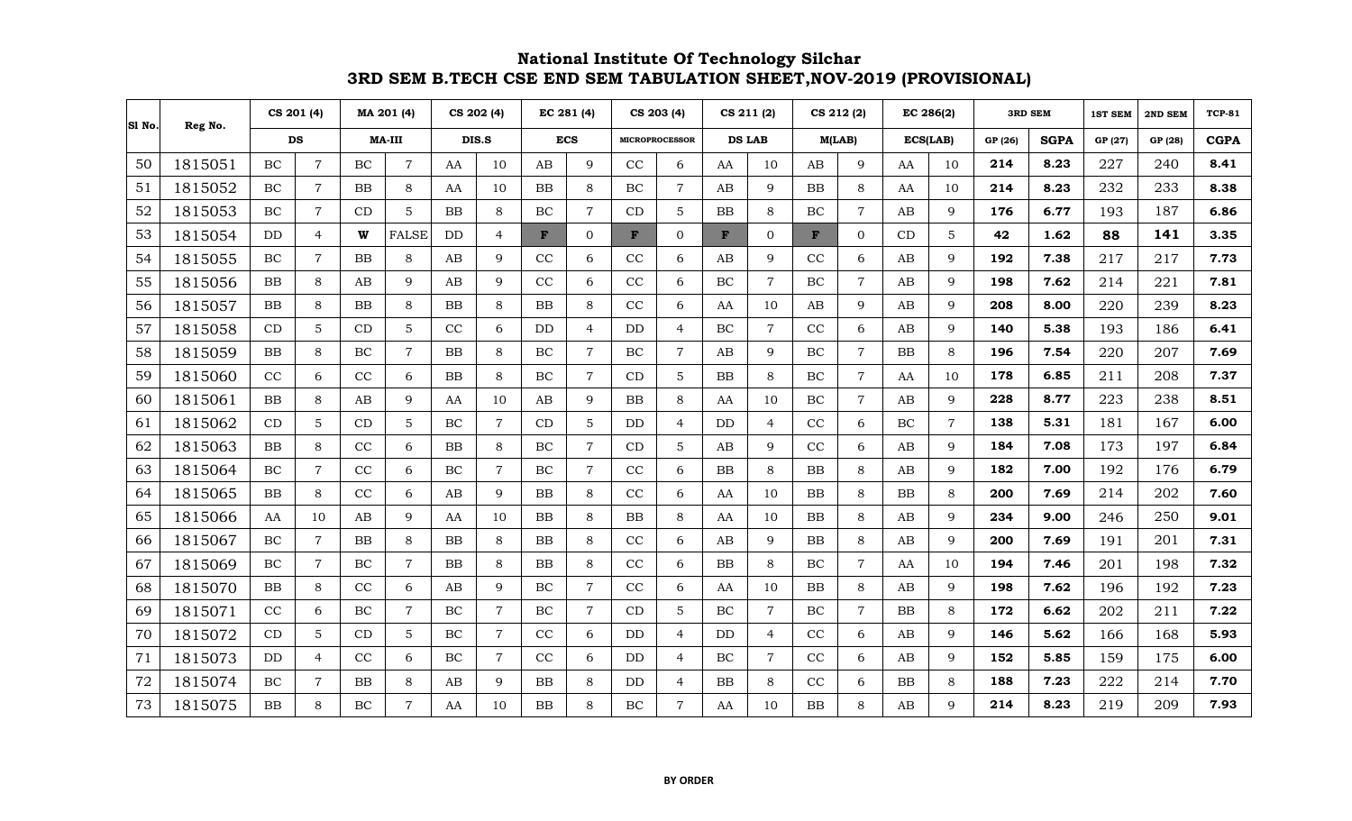# National Institute Of Technology Silchar
## 3RD SEM B.TECH CSE END SEM TABULATION SHEET,NOV-2019 (PROVISIONAL)

| Sl No. | Reg No. | CS 201 (4) | | MA 201 (4) | | CS 202 (4) | | EC 281 (4) | | CS 203 (4) | | CS 211 (2) | | CS 212 (2) | | EC 286(2) | | 3RD SEM | | 1ST SEM | 2ND SEM | TCP-81 |
|---|---|---|---|---|---|---|---|---|---|---|---|---|---|---|---|---|---|---|---|---|---|---|
| | | DS | | MA-III | | DIS.S | | ECS | | MICROPROCESSOR | | DS LAB | | M(LAB) | | ECS(LAB) | | GP (26) | SGPA | GP (27) | GP (28) | CGPA |
| 50 | 1815051 | BC | 7 | BC | 7 | AA | 10 | AB | 9 | CC | 6 | AA | 10 | AB | 9 | AA | 10 | **214** | **8.23** | 227 | 240 | **8.41** |
| 51 | 1815052 | BC | 7 | BB | 8 | AA | 10 | BB | 8 | BC | 7 | AB | 9 | BB | 8 | AA | 10 | **214** | **8.23** | 232 | 233 | **8.38** |
| 52 | 1815053 | BC | 7 | CD | 5 | BB | 8 | BC | 7 | CD | 5 | BB | 8 | BC | 7 | AB | 9 | **176** | **6.77** | 193 | 187 | **6.86** |
| 53 | 1815054 | DD | 4 | **W** | FALSE | DD | 4 | **F** | 0 | **F** | 0 | **F** | 0 | **F** | 0 | CD | 5 | **42** | **1.62** | **88** | **141** | **3.35** |
| 54 | 1815055 | BC | 7 | BB | 8 | AB | 9 | CC | 6 | CC | 6 | AB | 9 | CC | 6 | AB | 9 | **192** | **7.38** | 217 | 217 | **7.73** |
| 55 | 1815056 | BB | 8 | AB | 9 | AB | 9 | CC | 6 | CC | 6 | BC | 7 | BC | 7 | AB | 9 | **198** | **7.62** | 214 | 221 | **7.81** |
| 56 | 1815057 | BB | 8 | BB | 8 | BB | 8 | BB | 8 | CC | 6 | AA | 10 | AB | 9 | AB | 9 | **208** | **8.00** | 220 | 239 | **8.23** |
| 57 | 1815058 | CD | 5 | CD | 5 | CC | 6 | DD | 4 | DD | 4 | BC | 7 | CC | 6 | AB | 9 | **140** | **5.38** | 193 | 186 | **6.41** |
| 58 | 1815059 | BB | 8 | BC | 7 | BB | 8 | BC | 7 | BC | 7 | AB | 9 | BC | 7 | BB | 8 | **196** | **7.54** | 220 | 207 | **7.69** |
| 59 | 1815060 | CC | 6 | CC | 6 | BB | 8 | BC | 7 | CD | 5 | BB | 8 | BC | 7 | AA | 10 | **178** | **6.85** | 211 | 208 | **7.37** |
| 60 | 1815061 | BB | 8 | AB | 9 | AA | 10 | AB | 9 | BB | 8 | AA | 10 | BC | 7 | AB | 9 | **228** | **8.77** | 223 | 238 | **8.51** |
| 61 | 1815062 | CD | 5 | CD | 5 | BC | 7 | CD | 5 | DD | 4 | DD | 4 | CC | 6 | BC | 7 | **138** | **5.31** | 181 | 167 | **6.00** |
| 62 | 1815063 | BB | 8 | CC | 6 | BB | 8 | BC | 7 | CD | 5 | AB | 9 | CC | 6 | AB | 9 | **184** | **7.08** | 173 | 197 | **6.84** |
| 63 | 1815064 | BC | 7 | CC | 6 | BC | 7 | BC | 7 | CC | 6 | BB | 8 | BB | 8 | AB | 9 | **182** | **7.00** | 192 | 176 | **6.79** |
| 64 | 1815065 | BB | 8 | CC | 6 | AB | 9 | BB | 8 | CC | 6 | AA | 10 | BB | 8 | BB | 8 | **200** | **7.69** | 214 | 202 | **7.60** |
| 65 | 1815066 | AA | 10 | AB | 9 | AA | 10 | BB | 8 | BB | 8 | AA | 10 | BB | 8 | AB | 9 | **234** | **9.00** | 246 | 250 | **9.01** |
| 66 | 1815067 | BC | 7 | BB | 8 | BB | 8 | BB | 8 | CC | 6 | AB | 9 | BB | 8 | AB | 9 | **200** | **7.69** | 191 | 201 | **7.31** |
| 67 | 1815069 | BC | 7 | BC | 7 | BB | 8 | BB | 8 | CC | 6 | BB | 8 | BC | 7 | AA | 10 | **194** | **7.46** | 201 | 198 | **7.32** |
| 68 | 1815070 | BB | 8 | CC | 6 | AB | 9 | BC | 7 | CC | 6 | AA | 10 | BB | 8 | AB | 9 | **198** | **7.62** | 196 | 192 | **7.23** |
| 69 | 1815071 | CC | 6 | BC | 7 | BC | 7 | BC | 7 | CD | 5 | BC | 7 | BC | 7 | BB | 8 | **172** | **6.62** | 202 | 211 | **7.22** |
| 70 | 1815072 | CD | 5 | CD | 5 | BC | 7 | CC | 6 | DD | 4 | DD | 4 | CC | 6 | AB | 9 | **146** | **5.62** | 166 | 168 | **5.93** |
| 71 | 1815073 | DD | 4 | CC | 6 | BC | 7 | CC | 6 | DD | 4 | BC | 7 | CC | 6 | AB | 9 | **152** | **5.85** | 159 | 175 | **6.00** |
| 72 | 1815074 | BC | 7 | BB | 8 | AB | 9 | BB | 8 | DD | 4 | BB | 8 | CC | 6 | BB | 8 | **188** | **7.23** | 222 | 214 | **7.70** |
| 73 | 1815075 | BB | 8 | BC | 7 | AA | 10 | BB | 8 | BC | 7 | AA | 10 | BB | 8 | AB | 9 | **214** | **8.23** | 219 | 209 | **7.93** |

**BY ORDER**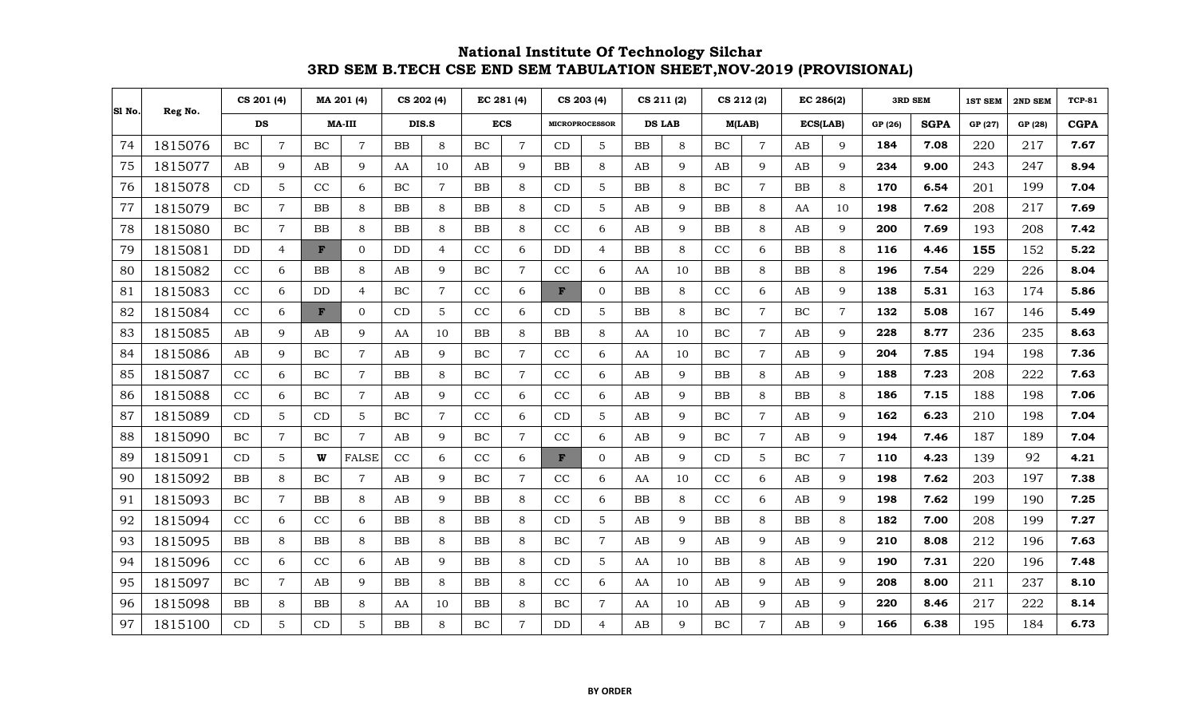# National Institute Of Technology Silchar

## 3RD SEM B.TECH CSE END SEM TABULATION SHEET,NOV-2019 (PROVISIONAL)

| Sl No. | Reg No. | CS 201 (4) | | MA 201 (4) | | CS 202 (4) | | EC 281 (4) | | CS 203 (4) | | CS 211 (2) | | CS 212 (2) | | EC 286(2) | | 3RD SEM | | 1ST SEM | 2ND SEM | TCP-81 |
|---|---|---|---|---|---|---|---|---|---|---|---|---|---|---|---|---|---|---|---|---|---|---|
| | | DS | | MA-III | | DIS.S | | ECS | | MICROPROCESSOR | | DS LAB | | M(LAB) | | ECS(LAB) | | GP (26) | SGPA | GP (27) | GP (28) | CGPA |
| 74 | 1815076 | BC | 7 | BC | 7 | BB | 8 | BC | 7 | CD | 5 | BB | 8 | BC | 7 | AB | 9 | 184 | 7.08 | 220 | 217 | 7.67 |
| 75 | 1815077 | AB | 9 | AB | 9 | AA | 10 | AB | 9 | BB | 8 | AB | 9 | AB | 9 | AB | 9 | 234 | 9.00 | 243 | 247 | 8.94 |
| 76 | 1815078 | CD | 5 | CC | 6 | BC | 7 | BB | 8 | CD | 5 | BB | 8 | BC | 7 | BB | 8 | 170 | 6.54 | 201 | 199 | 7.04 |
| 77 | 1815079 | BC | 7 | BB | 8 | BB | 8 | BB | 8 | CD | 5 | AB | 9 | BB | 8 | AA | 10 | 198 | 7.62 | 208 | 217 | 7.69 |
| 78 | 1815080 | BC | 7 | BB | 8 | BB | 8 | BB | 8 | CC | 6 | AB | 9 | BB | 8 | AB | 9 | 200 | 7.69 | 193 | 208 | 7.42 |
| 79 | 1815081 | DD | 4 | F | 0 | DD | 4 | CC | 6 | DD | 4 | BB | 8 | CC | 6 | BB | 8 | 116 | 4.46 | 155 | 152 | 5.22 |
| 80 | 1815082 | CC | 6 | BB | 8 | AB | 9 | BC | 7 | CC | 6 | AA | 10 | BB | 8 | BB | 8 | 196 | 7.54 | 229 | 226 | 8.04 |
| 81 | 1815083 | CC | 6 | DD | 4 | BC | 7 | CC | 6 | F | 0 | BB | 8 | CC | 6 | AB | 9 | 138 | 5.31 | 163 | 174 | 5.86 |
| 82 | 1815084 | CC | 6 | F | 0 | CD | 5 | CC | 6 | CD | 5 | BB | 8 | BC | 7 | BC | 7 | 132 | 5.08 | 167 | 146 | 5.49 |
| 83 | 1815085 | AB | 9 | AB | 9 | AA | 10 | BB | 8 | BB | 8 | AA | 10 | BC | 7 | AB | 9 | 228 | 8.77 | 236 | 235 | 8.63 |
| 84 | 1815086 | AB | 9 | BC | 7 | AB | 9 | BC | 7 | CC | 6 | AA | 10 | BC | 7 | AB | 9 | 204 | 7.85 | 194 | 198 | 7.36 |
| 85 | 1815087 | CC | 6 | BC | 7 | BB | 8 | BC | 7 | CC | 6 | AB | 9 | BB | 8 | AB | 9 | 188 | 7.23 | 208 | 222 | 7.63 |
| 86 | 1815088 | CC | 6 | BC | 7 | AB | 9 | CC | 6 | CC | 6 | AB | 9 | BB | 8 | BB | 8 | 186 | 7.15 | 188 | 198 | 7.06 |
| 87 | 1815089 | CD | 5 | CD | 5 | BC | 7 | CC | 6 | CD | 5 | AB | 9 | BC | 7 | AB | 9 | 162 | 6.23 | 210 | 198 | 7.04 |
| 88 | 1815090 | BC | 7 | BC | 7 | AB | 9 | BC | 7 | CC | 6 | AB | 9 | BC | 7 | AB | 9 | 194 | 7.46 | 187 | 189 | 7.04 |
| 89 | 1815091 | CD | 5 | W | FALSE | CC | 6 | CC | 6 | F | 0 | AB | 9 | CD | 5 | BC | 7 | 110 | 4.23 | 139 | 92 | 4.21 |
| 90 | 1815092 | BB | 8 | BC | 7 | AB | 9 | BC | 7 | CC | 6 | AA | 10 | CC | 6 | AB | 9 | 198 | 7.62 | 203 | 197 | 7.38 |
| 91 | 1815093 | BC | 7 | BB | 8 | AB | 9 | BB | 8 | CC | 6 | BB | 8 | CC | 6 | AB | 9 | 198 | 7.62 | 199 | 190 | 7.25 |
| 92 | 1815094 | CC | 6 | CC | 6 | BB | 8 | BB | 8 | CD | 5 | AB | 9 | BB | 8 | BB | 8 | 182 | 7.00 | 208 | 199 | 7.27 |
| 93 | 1815095 | BB | 8 | BB | 8 | BB | 8 | BB | 8 | BC | 7 | AB | 9 | AB | 9 | AB | 9 | 210 | 8.08 | 212 | 196 | 7.63 |
| 94 | 1815096 | CC | 6 | CC | 6 | AB | 9 | BB | 8 | CD | 5 | AA | 10 | BB | 8 | AB | 9 | 190 | 7.31 | 220 | 196 | 7.48 |
| 95 | 1815097 | BC | 7 | AB | 9 | BB | 8 | BB | 8 | CC | 6 | AA | 10 | AB | 9 | AB | 9 | 208 | 8.00 | 211 | 237 | 8.10 |
| 96 | 1815098 | BB | 8 | BB | 8 | AA | 10 | BB | 8 | BC | 7 | AA | 10 | AB | 9 | AB | 9 | 220 | 8.46 | 217 | 222 | 8.14 |
| 97 | 1815100 | CD | 5 | CD | 5 | BB | 8 | BC | 7 | DD | 4 | AB | 9 | BC | 7 | AB | 9 | 166 | 6.38 | 195 | 184 | 6.73 |

**BY ORDER**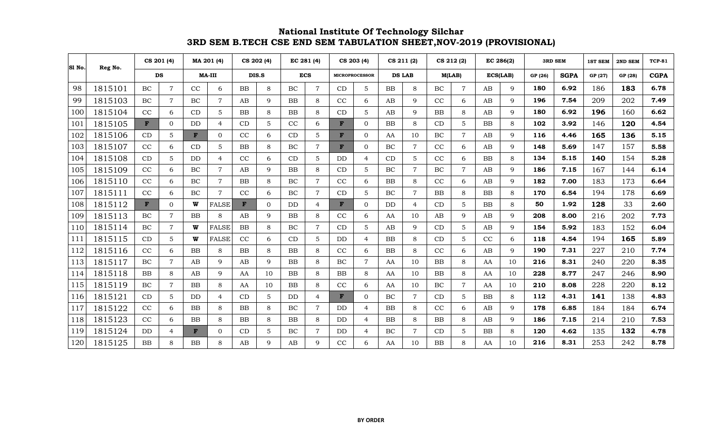# National Institute Of Technology Silchar

## 3RD SEM B.TECH CSE END SEM TABULATION SHEET,NOV-2019 (PROVISIONAL)

| Sl No. | Reg No. | CS 201 (4) | | MA 201 (4) | | CS 202 (4) | | EC 281 (4) | | CS 203 (4) | | CS 211 (2) | | CS 212 (2) | | EC 286(2) | | 3RD SEM | | 1ST SEM | 2ND SEM | TCP-81 |
|---|---|---|---|---|---|---|---|---|---|---|---|---|---|---|---|---|---|---|---|---|---|---|
| | | DS | | MA-III | | DIS.S | | ECS | | MICROPROCESSOR | | DS LAB | | M(LAB) | | ECS(LAB) | | GP (26) | SGPA | GP (27) | GP (28) | CGPA |
| 98 | 1815101 | BC | 7 | CC | 6 | BB | 8 | BC | 7 | CD | 5 | BB | 8 | BC | 7 | AB | 9 | **180** | **6.92** | 186 | **183** | **6.78** |
| 99 | 1815103 | BC | 7 | BC | 7 | AB | 9 | BB | 8 | CC | 6 | AB | 9 | CC | 6 | AB | 9 | **196** | **7.54** | 209 | 202 | **7.49** |
| 100 | 1815104 | CC | 6 | CD | 5 | BB | 8 | BB | 8 | CD | 5 | AB | 9 | BB | 8 | AB | 9 | **180** | **6.92** | **196** | 160 | **6.62** |
| 101 | 1815105 | **F** | 0 | DD | 4 | CD | 5 | CC | 6 | **F** | 0 | BB | 8 | CD | 5 | BB | 8 | **102** | **3.92** | 146 | **120** | **4.54** |
| 102 | 1815106 | CD | 5 | **F** | 0 | CC | 6 | CD | 5 | **F** | 0 | AA | 10 | BC | 7 | AB | 9 | **116** | **4.46** | **165** | **136** | **5.15** |
| 103 | 1815107 | CC | 6 | CD | 5 | BB | 8 | BC | 7 | **F** | 0 | BC | 7 | CC | 6 | AB | 9 | **148** | **5.69** | 147 | 157 | **5.58** |
| 104 | 1815108 | CD | 5 | DD | 4 | CC | 6 | CD | 5 | DD | 4 | CD | 5 | CC | 6 | BB | 8 | **134** | **5.15** | **140** | 154 | **5.28** |
| 105 | 1815109 | CC | 6 | BC | 7 | AB | 9 | BB | 8 | CD | 5 | BC | 7 | BC | 7 | AB | 9 | **186** | **7.15** | 167 | 144 | **6.14** |
| 106 | 1815110 | CC | 6 | BC | 7 | BB | 8 | BC | 7 | CC | 6 | BB | 8 | CC | 6 | AB | 9 | **182** | **7.00** | 183 | 173 | **6.64** |
| 107 | 1815111 | CC | 6 | BC | 7 | CC | 6 | BC | 7 | CD | 5 | BC | 7 | BB | 8 | BB | 8 | **170** | **6.54** | 194 | 178 | **6.69** |
| 108 | 1815112 | **F** | 0 | **W** | FALSE | **F** | 0 | DD | 4 | **F** | 0 | DD | 4 | CD | 5 | BB | 8 | **50** | **1.92** | **128** | 33 | **2.60** |
| 109 | 1815113 | BC | 7 | BB | 8 | AB | 9 | BB | 8 | CC | 6 | AA | 10 | AB | 9 | AB | 9 | **208** | **8.00** | 216 | 202 | **7.73** |
| 110 | 1815114 | BC | 7 | **W** | FALSE | BB | 8 | BC | 7 | CD | 5 | AB | 9 | CD | 5 | AB | 9 | **154** | **5.92** | 183 | 152 | **6.04** |
| 111 | 1815115 | CD | 5 | **W** | FALSE | CC | 6 | CD | 5 | DD | 4 | BB | 8 | CD | 5 | CC | 6 | **118** | **4.54** | 194 | **165** | **5.89** |
| 112 | 1815116 | CC | 6 | BB | 8 | BB | 8 | BB | 8 | CC | 6 | BB | 8 | CC | 6 | AB | 9 | **190** | **7.31** | 227 | 210 | **7.74** |
| 113 | 1815117 | BC | 7 | AB | 9 | AB | 9 | BB | 8 | BC | 7 | AA | 10 | BB | 8 | AA | 10 | **216** | **8.31** | 240 | 220 | **8.35** |
| 114 | 1815118 | BB | 8 | AB | 9 | AA | 10 | BB | 8 | BB | 8 | AA | 10 | BB | 8 | AA | 10 | **228** | **8.77** | 247 | 246 | **8.90** |
| 115 | 1815119 | BC | 7 | BB | 8 | AA | 10 | BB | 8 | CC | 6 | AA | 10 | BC | 7 | AA | 10 | **210** | **8.08** | 228 | 220 | **8.12** |
| 116 | 1815121 | CD | 5 | DD | 4 | CD | 5 | DD | 4 | **F** | 0 | BC | 7 | CD | 5 | BB | 8 | **112** | **4.31** | **141** | 138 | **4.83** |
| 117 | 1815122 | CC | 6 | BB | 8 | BB | 8 | BC | 7 | DD | 4 | BB | 8 | CC | 6 | AB | 9 | **178** | **6.85** | 184 | 184 | **6.74** |
| 118 | 1815123 | CC | 6 | BB | 8 | BB | 8 | BB | 8 | DD | 4 | BB | 8 | BB | 8 | AB | 9 | **186** | **7.15** | 214 | 210 | **7.53** |
| 119 | 1815124 | DD | 4 | **F** | 0 | CD | 5 | BC | 7 | DD | 4 | BC | 7 | CD | 5 | BB | 8 | **120** | **4.62** | 135 | **132** | **4.78** |
| 120 | 1815125 | BB | 8 | BB | 8 | AB | 9 | AB | 9 | CC | 6 | AA | 10 | BB | 8 | AA | 10 | **216** | **8.31** | 253 | 242 | **8.78** |

**BY ORDER**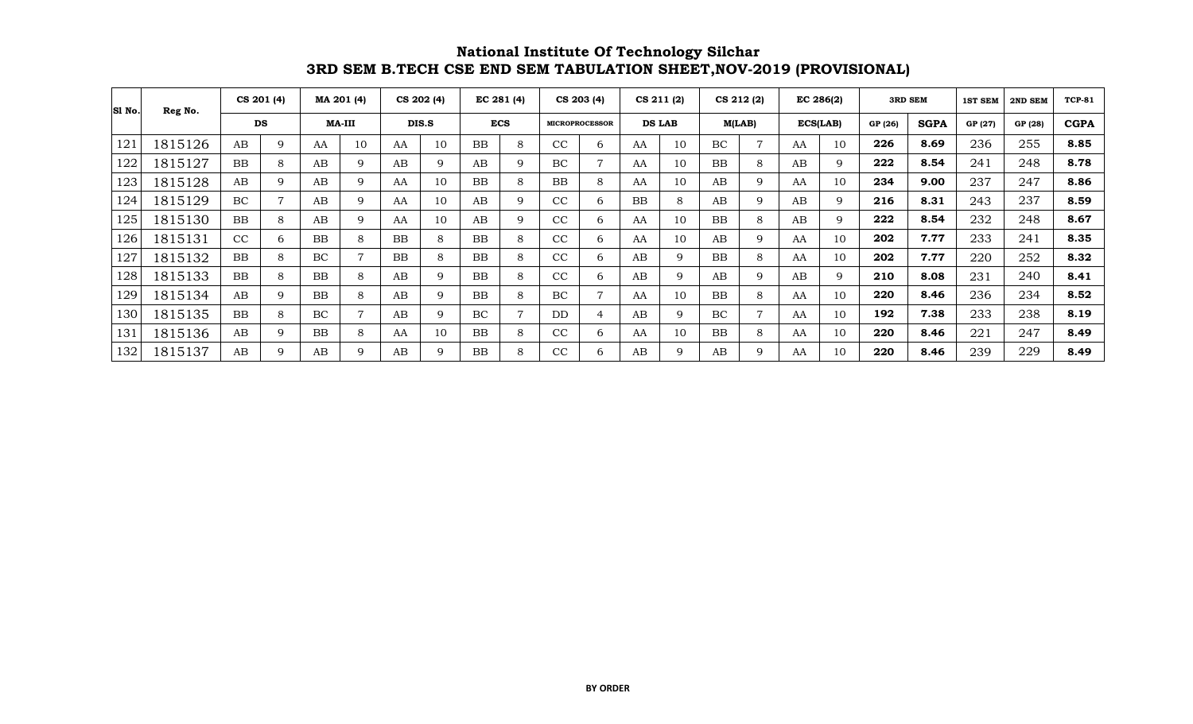# National Institute Of Technology Silchar

## 3RD SEM B.TECH CSE END SEM TABULATION SHEET,NOV-2019 (PROVISIONAL)

| Sl No. | Reg No. | CS 201 (4) | | MA 201 (4) | | CS 202 (4) | | EC 281 (4) | | CS 203 (4) | | CS 211 (2) | | CS 212 (2) | | EC 286(2) | | 3RD SEM | | 1ST SEM | 2ND SEM | TCP-81 |
|---|---|---|---|---|---|---|---|---|---|---|---|---|---|---|---|---|---|---|---|---|---|---|
| | | DS | | MA-III | | DIS.S | | ECS | | MICROPROCESSOR | | DS LAB | | M(LAB) | | ECS(LAB) | | GP (26) | SGPA | GP (27) | GP (28) | CGPA |
| 121 | 1815126 | AB | 9 | AA | 10 | AA | 10 | BB | 8 | CC | 6 | AA | 10 | BC | 7 | AA | 10 | **226** | **8.69** | 236 | 255 | **8.85** |
| 122 | 1815127 | BB | 8 | AB | 9 | AB | 9 | AB | 9 | BC | 7 | AA | 10 | BB | 8 | AB | 9 | **222** | **8.54** | 241 | 248 | **8.78** |
| 123 | 1815128 | AB | 9 | AB | 9 | AA | 10 | BB | 8 | BB | 8 | AA | 10 | AB | 9 | AA | 10 | **234** | **9.00** | 237 | 247 | **8.86** |
| 124 | 1815129 | BC | 7 | AB | 9 | AA | 10 | AB | 9 | CC | 6 | BB | 8 | AB | 9 | AB | 9 | **216** | **8.31** | 243 | 237 | **8.59** |
| 125 | 1815130 | BB | 8 | AB | 9 | AA | 10 | AB | 9 | CC | 6 | AA | 10 | BB | 8 | AB | 9 | **222** | **8.54** | 232 | 248 | **8.67** |
| 126 | 1815131 | CC | 6 | BB | 8 | BB | 8 | BB | 8 | CC | 6 | AA | 10 | AB | 9 | AA | 10 | **202** | **7.77** | 233 | 241 | **8.35** |
| 127 | 1815132 | BB | 8 | BC | 7 | BB | 8 | BB | 8 | CC | 6 | AB | 9 | BB | 8 | AA | 10 | **202** | **7.77** | 220 | 252 | **8.32** |
| 128 | 1815133 | BB | 8 | BB | 8 | AB | 9 | BB | 8 | CC | 6 | AB | 9 | AB | 9 | AB | 9 | **210** | **8.08** | 231 | 240 | **8.41** |
| 129 | 1815134 | AB | 9 | BB | 8 | AB | 9 | BB | 8 | BC | 7 | AA | 10 | BB | 8 | AA | 10 | **220** | **8.46** | 236 | 234 | **8.52** |
| 130 | 1815135 | BB | 8 | BC | 7 | AB | 9 | BC | 7 | DD | 4 | AB | 9 | BC | 7 | AA | 10 | **192** | **7.38** | 233 | 238 | **8.19** |
| 131 | 1815136 | AB | 9 | BB | 8 | AA | 10 | BB | 8 | CC | 6 | AA | 10 | BB | 8 | AA | 10 | **220** | **8.46** | 221 | 247 | **8.49** |
| 132 | 1815137 | AB | 9 | AB | 9 | AB | 9 | BB | 8 | CC | 6 | AB | 9 | AB | 9 | AA | 10 | **220** | **8.46** | 239 | 229 | **8.49** |

**BY ORDER**